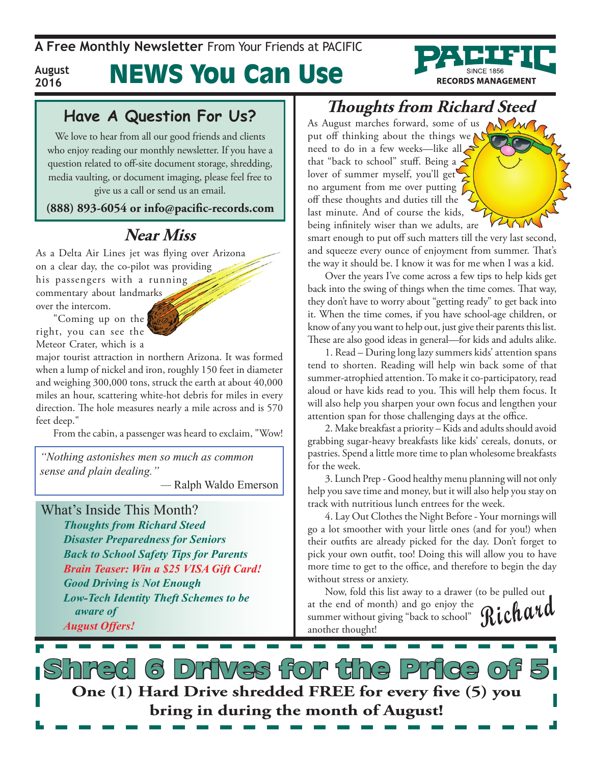A **Free Monthly Newsletter** From Your Friends at PACIFIC

August 2016

# NEWS You Can Use

PACIFIC SINCE 1856 RECORDS MANAGEMENT

## Have A Question For Us?

We love to hear from all our good friends and clients who enjoy reading our monthly newsletter. If you have a question related to off-site document storage, shredding, media vaulting, or document imaging, please feel free to give us a call or send us an email.

**(888) 893-6054 or info@pacific-records.com**

## *Near Miss*

As a Delta Air Lines jet was flying over Arizona on a clear day, the co-pilot was providing his passengers with a running commentary about landmarks over the intercom.

"Coming up on the right, you can see the Meteor Crater, which is a major tourist attraction in northern Arizona. It was formed when a lump of nickel and iron, roughly 150 feet in diameter and weighing 300,000 tons, struck the earth at about 40,000 miles an hour, scattering white-hot debris for miles in every direction. The hole measures nearly a mile across and is 570 feet deep."

From the cabin, a passenger was heard to exclaim, "Wow!

*"Nothing astonishes men so much as common sense and plain dealing."*

— Ralph Waldo Emerson

What's Inside This Month?

- *Thoughts from Richard Steed*
- *Disaster Preparedness for Seniors*
- *Back to School Safety Tips for Parents*
- *Brain Teaser: Win a $25 VISA Gift Card!*
- *Good Driving is Not Enough*
- *Low-Tech Identity Theft Schemes to be aware of*
- *August Offers!*

## *Thoughts from Richard Steed*

As August marches forward, some of us put off thinking about the things we need to do in a few weeks—like all that "back to school" stuff. Being a lover of summer myself, you'll get no argument from me over putting off these thoughts and duties till the last minute. And of course the kids, being infinitely wiser than we adults, are smart enough to put off such matters till the very last second, and squeeze every ounce of enjoyment from summer. That's the way it should be. I know it was for me when I was a kid.

Over the years I've come across a few tips to help kids get back into the swing of things when the time comes. That way, they don't have to worry about "getting ready" to get back into it. When the time comes, if you have school-age children, or know of any you want to help out, just give their parents this list. These are also good ideas in general—for kids and adults alike.

1. Read – During long lazy summers kids' attention spans tend to shorten. Reading will help win back some of that summer-atrophied attention. To make it co-participatory, read aloud or have kids read to you. This will help them focus. It will also help you sharpen your own focus and lengthen your attention span for those challenging days at the office.

2. Make breakfast a priority – Kids and adults should avoid grabbing sugar-heavy breakfasts like kids' cereals, donuts, or pastries. Spend a little more time to plan wholesome breakfasts for the week.

3. Lunch Prep - Good healthy menu planning will not only help you save time and money, but it will also help you stay on track with nutritious lunch entrees for the week.

4. Lay Out Clothes the Night Before - Your mornings will go a lot smoother with your little ones (and for you!) when their outfits are already picked for the day. Don't forget to pick your own outfit, too! Doing this will allow you to have more time to get to the office, and therefore to begin the day without stress or anxiety.

Now, fold this list away to a drawer (to be pulled out at the end of month) and go enjoy the summer without giving "back to school" another thought!

Richard

# Shred 6 Drives for the Price of 5

**One (1) Hard Drive shredded FREE for every five (5) you bring in during the month of August!**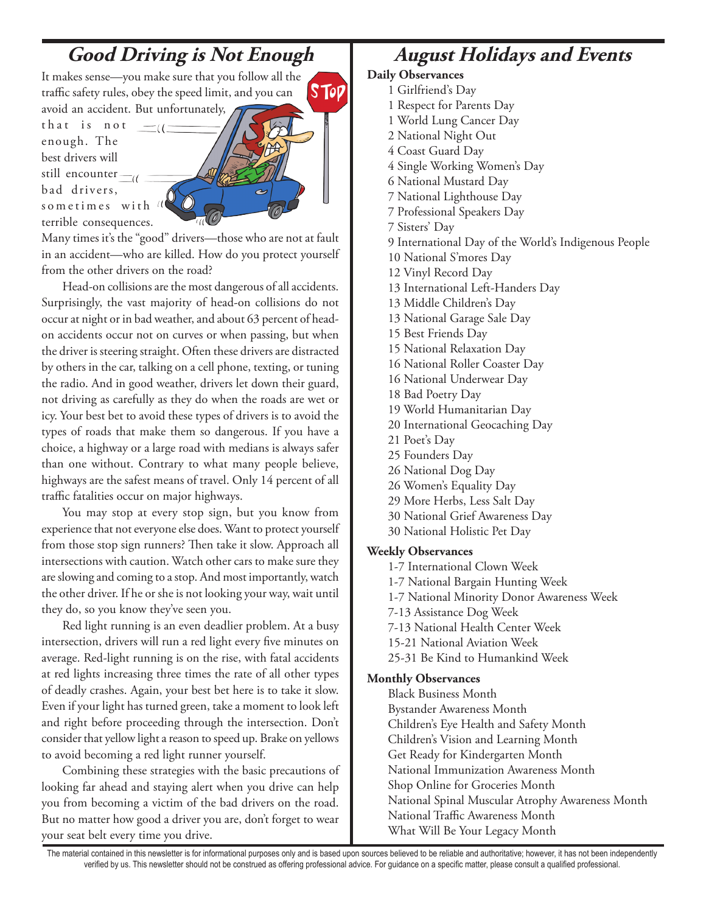## *Good Driving is Not Enough*

It makes sense—you make sure that you follow all the traffic safety rules, obey the speed limit, and you can avoid an accident. But unfortunately, that is not enough. The best drivers will still encounter bad drivers, sometimes with terrible consequences. Many times it's the "good" drivers—those who are not at fault in an accident—who are killed. How do you protect yourself from the other drivers on the road?

Head-on collisions are the most dangerous of all accidents. Surprisingly, the vast majority of head-on collisions do not occur at night or in bad weather, and about 63 percent of head-on accidents occur not on curves or when passing, but when the driver is steering straight. Often these drivers are distracted by others in the car, talking on a cell phone, texting, or tuning the radio. And in good weather, drivers let down their guard, not driving as carefully as they do when the roads are wet or icy. Your best bet to avoid these types of drivers is to avoid the types of roads that make them so dangerous. If you have a choice, a highway or a large road with medians is always safer than one without. Contrary to what many people believe, highways are the safest means of travel. Only 14 percent of all traffic fatalities occur on major highways.

You may stop at every stop sign, but you know from experience that not everyone else does. Want to protect yourself from those stop sign runners? Then take it slow. Approach all intersections with caution. Watch other cars to make sure they are slowing and coming to a stop. And most importantly, watch the other driver. If he or she is not looking your way, wait until they do, so you know they've seen you.

Red light running is an even deadlier problem. At a busy intersection, drivers will run a red light every five minutes on average. Red-light running is on the rise, with fatal accidents at red lights increasing three times the rate of all other types of deadly crashes. Again, your best bet here is to take it slow. Even if your light has turned green, take a moment to look left and right before proceeding through the intersection. Don't consider that yellow light a reason to speed up. Brake on yellows to avoid becoming a red light runner yourself.

Combining these strategies with the basic precautions of looking far ahead and staying alert when you drive can help you from becoming a victim of the bad drivers on the road. But no matter how good a driver you are, don't forget to wear your seat belt every time you drive.

## *August Holidays and Events*

**Daily Observances**

- 1 Girlfriend's Day
- 1 Respect for Parents Day
- 1 World Lung Cancer Day
- 2 National Night Out
- 4 Coast Guard Day
- 4 Single Working Women's Day
- 6 National Mustard Day
- 7 National Lighthouse Day
- 7 Professional Speakers Day
- 7 Sisters' Day
- 9 International Day of the World's Indigenous People
- 10 National S'mores Day
- 12 Vinyl Record Day
- 13 International Left-Handers Day
- 13 Middle Children's Day
- 13 National Garage Sale Day
- 15 Best Friends Day
- 15 National Relaxation Day
- 16 National Roller Coaster Day
- 16 National Underwear Day
- 18 Bad Poetry Day
- 19 World Humanitarian Day
- 20 International Geocaching Day
- 21 Poet's Day
- 25 Founders Day
- 26 National Dog Day
- 26 Women's Equality Day
- 29 More Herbs, Less Salt Day
- 30 National Grief Awareness Day
- 30 National Holistic Pet Day

**Weekly Observances**

- 1-7 International Clown Week
- 1-7 National Bargain Hunting Week
- 1-7 National Minority Donor Awareness Week
- 7-13 Assistance Dog Week
- 7-13 National Health Center Week
- 15-21 National Aviation Week
- 25-31 Be Kind to Humankind Week

**Monthly Observances**

- Black Business Month
- Bystander Awareness Month
- Children's Eye Health and Safety Month
- Children's Vision and Learning Month
- Get Ready for Kindergarten Month
- National Immunization Awareness Month
- Shop Online for Groceries Month
- National Spinal Muscular Atrophy Awareness Month
- National Traffic Awareness Month
- What Will Be Your Legacy Month

The material contained in this newsletter is for informational purposes only and is based upon sources believed to be reliable and authoritative; however, it has not been independently verified by us. This newsletter should not be construed as offering professional advice. For guidance on a specific matter, please consult a qualified professional.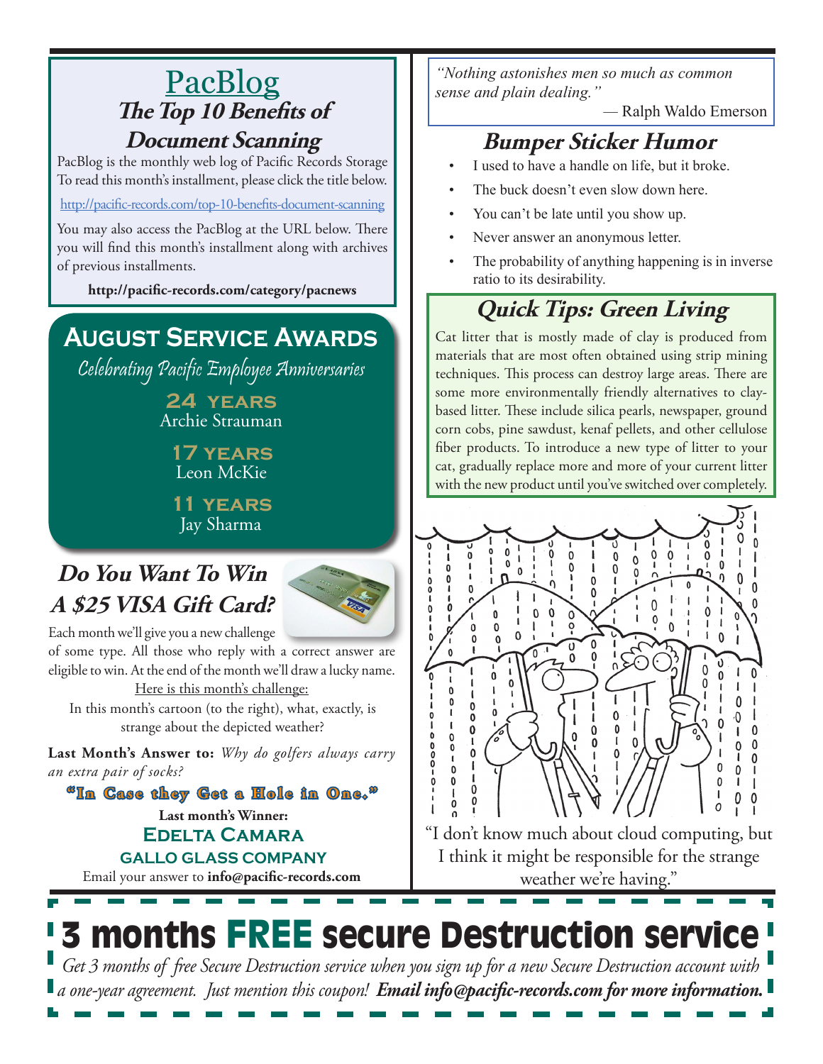## PacBlog

### The Top 10 Benefits of Document Scanning

PacBlog is the monthly web log of Pacific Records Storage To read this month's installment, please click the title below.

http://pacific-records.com/top-10-benefits-document-scanning

You may also access the PacBlog at the URL below. There you will find this month's installment along with archives of previous installments.

**http://pacific-records.com/category/pacnews**

## August Service Awards

*Celebrating Pacific Employee Anniversaries*

**24 years**
Archie Strauman

**17 years**
Leon McKie

**11 years**
Jay Sharma

## Do You Want To Win A $25 VISA Gift Card?

Each month we'll give you a new challenge of some type. All those who reply with a correct answer are eligible to win. At the end of the month we'll draw a lucky name.

Here is this month's challenge:

In this month's cartoon (to the right), what, exactly, is strange about the depicted weather?

**Last Month's Answer to:** *Why do golfers always carry an extra pair of socks?*

**"In Case they Get a Hole in One."**

**Last month's Winner:**
**Edelta Camara**
**Gallo Glass Company**

Email your answer to **info@pacific-records.com**

*"Nothing astonishes men so much as common sense and plain dealing."*

— Ralph Waldo Emerson

## Bumper Sticker Humor

- I used to have a handle on life, but it broke.
- The buck doesn't even slow down here.
- You can't be late until you show up.
- Never answer an anonymous letter.
- The probability of anything happening is in inverse ratio to its desirability.

## Quick Tips: Green Living

Cat litter that is mostly made of clay is produced from materials that are most often obtained using strip mining techniques. This process can destroy large areas. There are some more environmentally friendly alternatives to clay-based litter. These include silica pearls, newspaper, ground corn cobs, pine sawdust, kenaf pellets, and other cellulose fiber products. To introduce a new type of litter to your cat, gradually replace more and more of your current litter with the new product until you've switched over completely.

"I don't know much about cloud computing, but I think it might be responsible for the strange weather we're having."

# 3 months FREE secure Destruction service

*Get 3 months of free Secure Destruction service when you sign up for a new Secure Destruction account with a one-year agreement. Just mention this coupon!* ***Email info@pacific-records.com for more information.***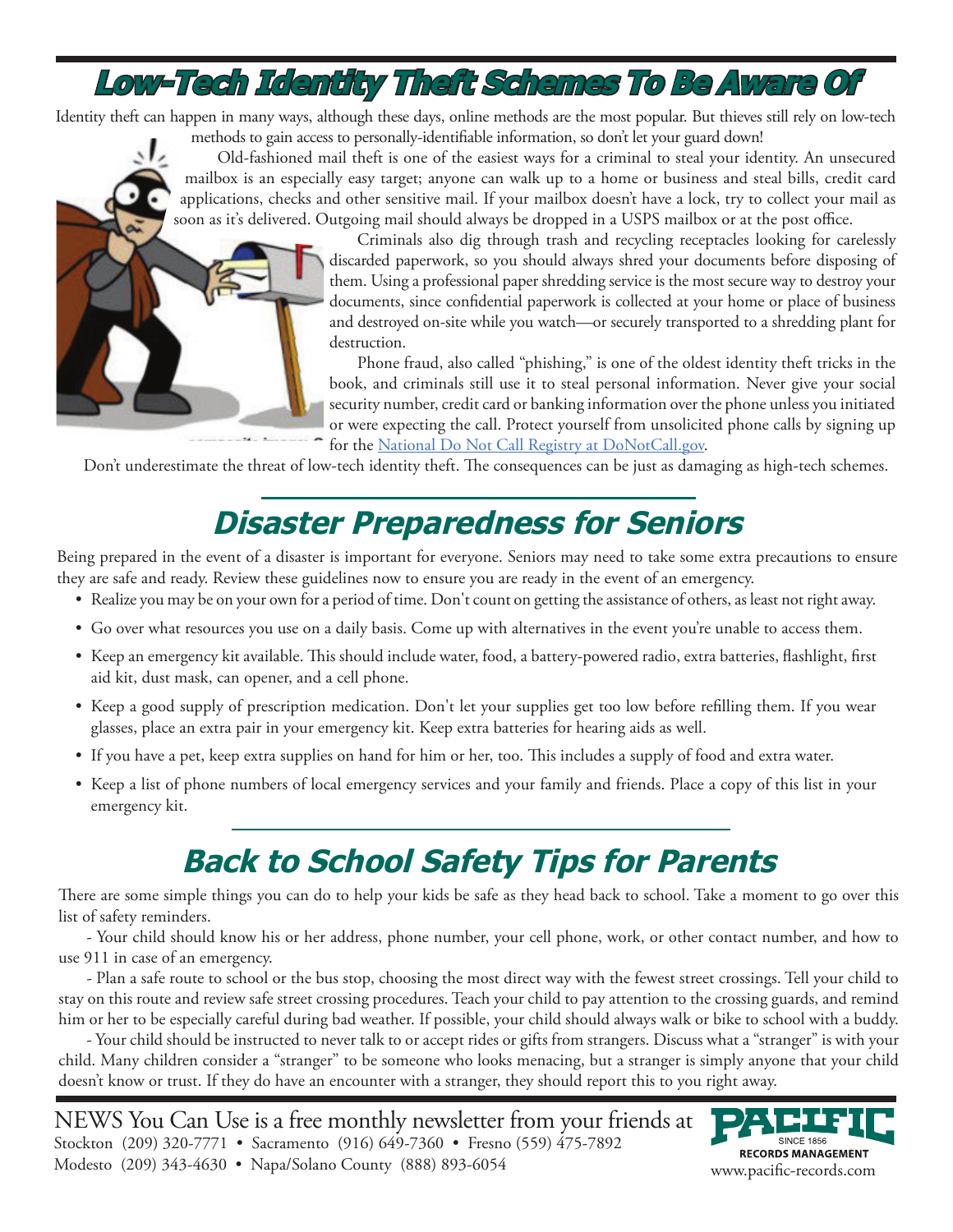# Low-Tech Identity Theft Schemes To Be Aware Of

Identity theft can happen in many ways, although these days, online methods are the most popular. But thieves still rely on low-tech methods to gain access to personally-identifiable information, so don't let your guard down!

Old-fashioned mail theft is one of the easiest ways for a criminal to steal your identity. An unsecured mailbox is an especially easy target; anyone can walk up to a home or business and steal bills, credit card applications, checks and other sensitive mail. If your mailbox doesn't have a lock, try to collect your mail as soon as it's delivered. Outgoing mail should always be dropped in a USPS mailbox or at the post office.

Criminals also dig through trash and recycling receptacles looking for carelessly discarded paperwork, so you should always shred your documents before disposing of them. Using a professional paper shredding service is the most secure way to destroy your documents, since confidential paperwork is collected at your home or place of business and destroyed on-site while you watch—or securely transported to a shredding plant for destruction.

Phone fraud, also called "phishing," is one of the oldest identity theft tricks in the book, and criminals still use it to steal personal information. Never give your social security number, credit card or banking information over the phone unless you initiated or were expecting the call. Protect yourself from unsolicited phone calls by signing up for the [National Do Not Call Registry at DoNotCall.gov](https://www.donotcall.gov).

Don't underestimate the threat of low-tech identity theft. The consequences can be just as damaging as high-tech schemes.

# Disaster Preparedness for Seniors

Being prepared in the event of a disaster is important for everyone. Seniors may need to take some extra precautions to ensure they are safe and ready. Review these guidelines now to ensure you are ready in the event of an emergency.

- Realize you may be on your own for a period of time. Don't count on getting the assistance of others, as least not right away.
- Go over what resources you use on a daily basis. Come up with alternatives in the event you're unable to access them.
- Keep an emergency kit available. This should include water, food, a battery-powered radio, extra batteries, flashlight, first aid kit, dust mask, can opener, and a cell phone.
- Keep a good supply of prescription medication. Don't let your supplies get too low before refilling them. If you wear glasses, place an extra pair in your emergency kit. Keep extra batteries for hearing aids as well.
- If you have a pet, keep extra supplies on hand for him or her, too. This includes a supply of food and extra water.
- Keep a list of phone numbers of local emergency services and your family and friends. Place a copy of this list in your emergency kit.

# Back to School Safety Tips for Parents

There are some simple things you can do to help your kids be safe as they head back to school. Take a moment to go over this list of safety reminders.

- Your child should know his or her address, phone number, your cell phone, work, or other contact number, and how to use 911 in case of an emergency.

- Plan a safe route to school or the bus stop, choosing the most direct way with the fewest street crossings. Tell your child to stay on this route and review safe street crossing procedures. Teach your child to pay attention to the crossing guards, and remind him or her to be especially careful during bad weather. If possible, your child should always walk or bike to school with a buddy.

- Your child should be instructed to never talk to or accept rides or gifts from strangers. Discuss what a "stranger" is with your child. Many children consider a "stranger" to be someone who looks menacing, but a stranger is simply anyone that your child doesn't know or trust. If they do have an encounter with a stranger, they should report this to you right away.

NEWS You Can Use is a free monthly newsletter from your friends at

Stockton (209) 320-7771 • Sacramento (916) 649-7360 • Fresno (559) 475-7892
Modesto (209) 343-4630 • Napa/Solano County (888) 893-6054

PACIFIC SINCE 1856 RECORDS MANAGEMENT
www.pacific-records.com